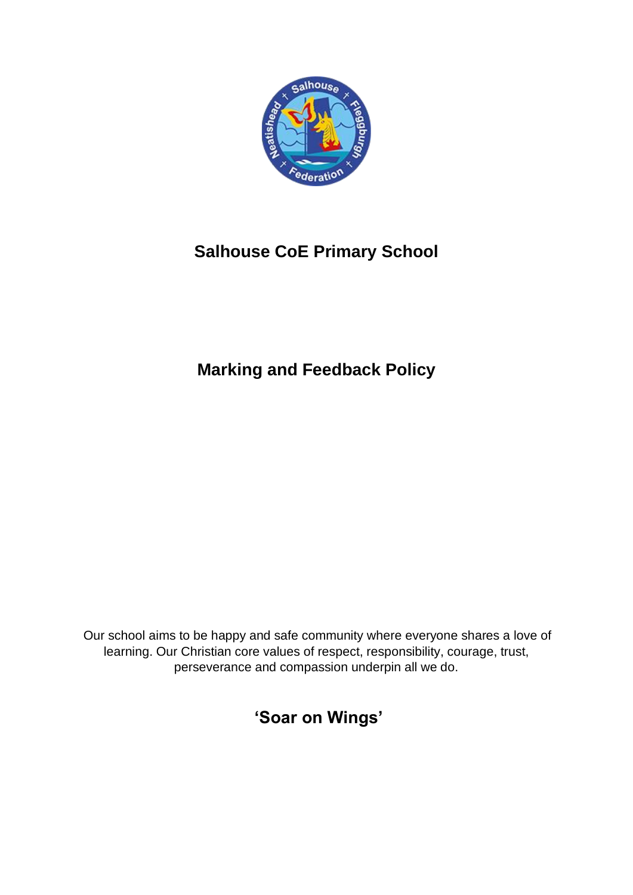# Salhouse CoE Primary School

## Marking and Feedback Policy

Our school aims to be happy and safe community where everyone shares a love of learning. Our Christian core values of respect, responsibility, courage, trust, perseverance and compassion underpin all we do.

## 'Soar on Wings'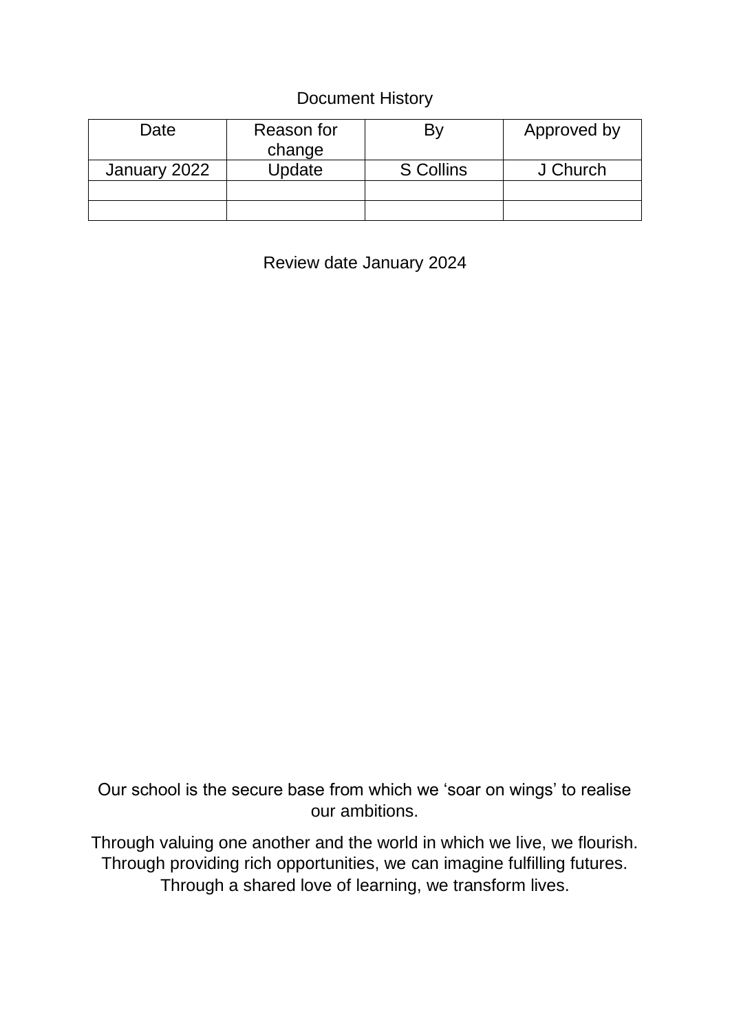Document History

| Date | Reason for change | By | Approved by |
| --- | --- | --- | --- |
| January 2022 | Update | S Collins | J Church |
| | | | |
| | | | |

Review date January 2024

Our school is the secure base from which we ‘soar on wings’ to realise our ambitions.

Through valuing one another and the world in which we live, we flourish.
Through providing rich opportunities, we can imagine fulfilling futures.
Through a shared love of learning, we transform lives.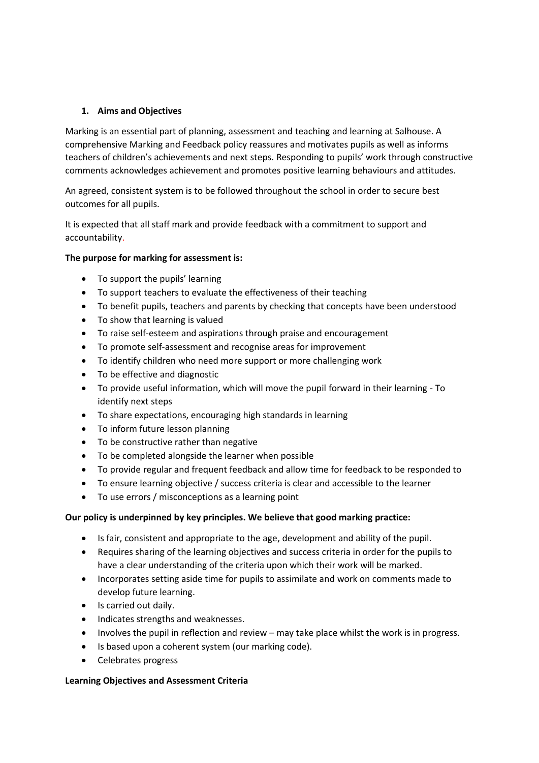## 1. Aims and Objectives

Marking is an essential part of planning, assessment and teaching and learning at Salhouse. A comprehensive Marking and Feedback policy reassures and motivates pupils as well as informs teachers of children's achievements and next steps. Responding to pupils' work through constructive comments acknowledges achievement and promotes positive learning behaviours and attitudes.

An agreed, consistent system is to be followed throughout the school in order to secure best outcomes for all pupils.

It is expected that all staff mark and provide feedback with a commitment to support and accountability.

**The purpose for marking for assessment is:**

- To support the pupils' learning
- To support teachers to evaluate the effectiveness of their teaching
- To benefit pupils, teachers and parents by checking that concepts have been understood
- To show that learning is valued
- To raise self-esteem and aspirations through praise and encouragement
- To promote self-assessment and recognise areas for improvement
- To identify children who need more support or more challenging work
- To be effective and diagnostic
- To provide useful information, which will move the pupil forward in their learning - To identify next steps
- To share expectations, encouraging high standards in learning
- To inform future lesson planning
- To be constructive rather than negative
- To be completed alongside the learner when possible
- To provide regular and frequent feedback and allow time for feedback to be responded to
- To ensure learning objective / success criteria is clear and accessible to the learner
- To use errors / misconceptions as a learning point

**Our policy is underpinned by key principles. We believe that good marking practice:**

- Is fair, consistent and appropriate to the age, development and ability of the pupil.
- Requires sharing of the learning objectives and success criteria in order for the pupils to have a clear understanding of the criteria upon which their work will be marked.
- Incorporates setting aside time for pupils to assimilate and work on comments made to develop future learning.
- Is carried out daily.
- Indicates strengths and weaknesses.
- Involves the pupil in reflection and review – may take place whilst the work is in progress.
- Is based upon a coherent system (our marking code).
- Celebrates progress

**Learning Objectives and Assessment Criteria**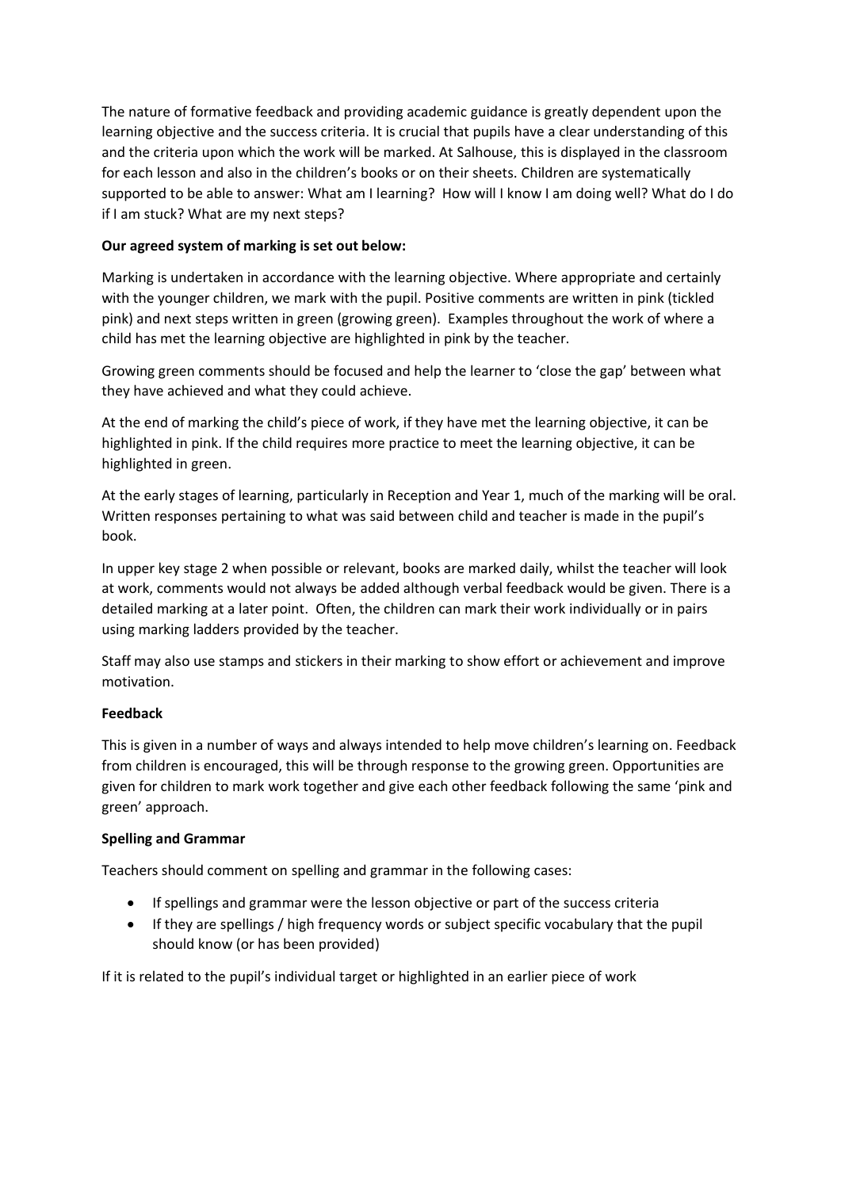The nature of formative feedback and providing academic guidance is greatly dependent upon the learning objective and the success criteria. It is crucial that pupils have a clear understanding of this and the criteria upon which the work will be marked. At Salhouse, this is displayed in the classroom for each lesson and also in the children's books or on their sheets. Children are systematically supported to be able to answer: What am I learning? How will I know I am doing well? What do I do if I am stuck? What are my next steps?

**Our agreed system of marking is set out below:**

Marking is undertaken in accordance with the learning objective. Where appropriate and certainly with the younger children, we mark with the pupil. Positive comments are written in pink (tickled pink) and next steps written in green (growing green). Examples throughout the work of where a child has met the learning objective are highlighted in pink by the teacher.

Growing green comments should be focused and help the learner to 'close the gap' between what they have achieved and what they could achieve.

At the end of marking the child's piece of work, if they have met the learning objective, it can be highlighted in pink. If the child requires more practice to meet the learning objective, it can be highlighted in green.

At the early stages of learning, particularly in Reception and Year 1, much of the marking will be oral. Written responses pertaining to what was said between child and teacher is made in the pupil's book.

In upper key stage 2 when possible or relevant, books are marked daily, whilst the teacher will look at work, comments would not always be added although verbal feedback would be given. There is a detailed marking at a later point. Often, the children can mark their work individually or in pairs using marking ladders provided by the teacher.

Staff may also use stamps and stickers in their marking to show effort or achievement and improve motivation.

**Feedback**

This is given in a number of ways and always intended to help move children's learning on. Feedback from children is encouraged, this will be through response to the growing green. Opportunities are given for children to mark work together and give each other feedback following the same 'pink and green' approach.

**Spelling and Grammar**

Teachers should comment on spelling and grammar in the following cases:

- If spellings and grammar were the lesson objective or part of the success criteria
- If they are spellings / high frequency words or subject specific vocabulary that the pupil should know (or has been provided)

If it is related to the pupil's individual target or highlighted in an earlier piece of work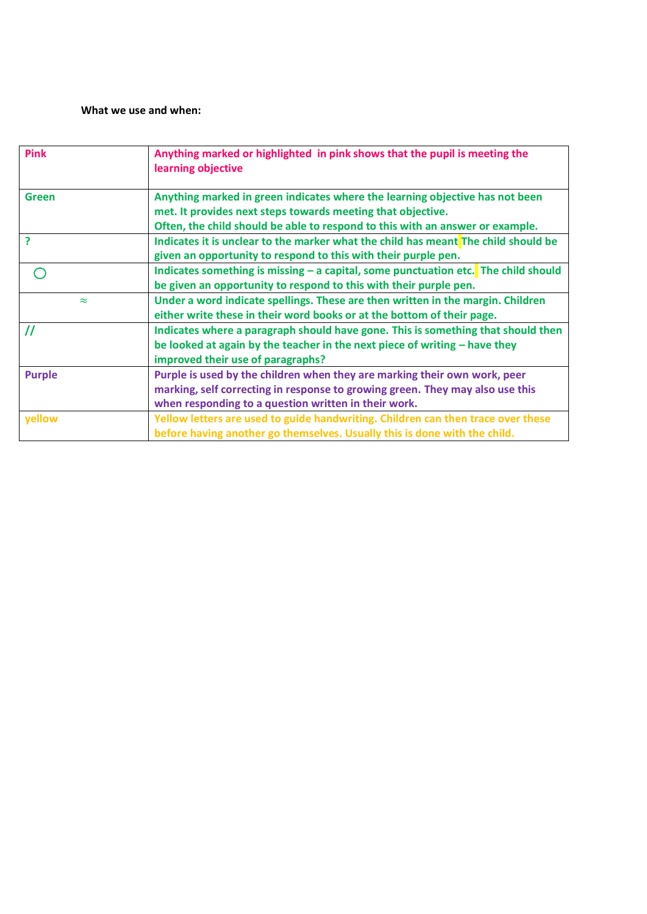**What we use and when:**

| | |
|---|---|
| **Pink** | **Anything marked or highlighted in pink shows that the pupil is meeting the learning objective** |
| **Green** | **Anything marked in green indicates where the learning objective has not been met. It provides next steps towards meeting that objective. Often, the child should be able to respond to this with an answer or example.** |
| **?** | **Indicates it is unclear to the marker what the child has meant The child should be given an opportunity to respond to this with their purple pen.** |
| ○ | **Indicates something is missing – a capital, some punctuation etc. The child should be given an opportunity to respond to this with their purple pen.** |
| ≈ | **Under a word indicate spellings. These are then written in the margin. Children either write these in their word books or at the bottom of their page.** |
| **//** | **Indicates where a paragraph should have gone. This is something that should then be looked at again by the teacher in the next piece of writing – have they improved their use of paragraphs?** |
| **Purple** | **Purple is used by the children when they are marking their own work, peer marking, self correcting in response to growing green. They may also use this when responding to a question written in their work.** |
| **yellow** | **Yellow letters are used to guide handwriting. Children can then trace over these before having another go themselves. Usually this is done with the child.** |